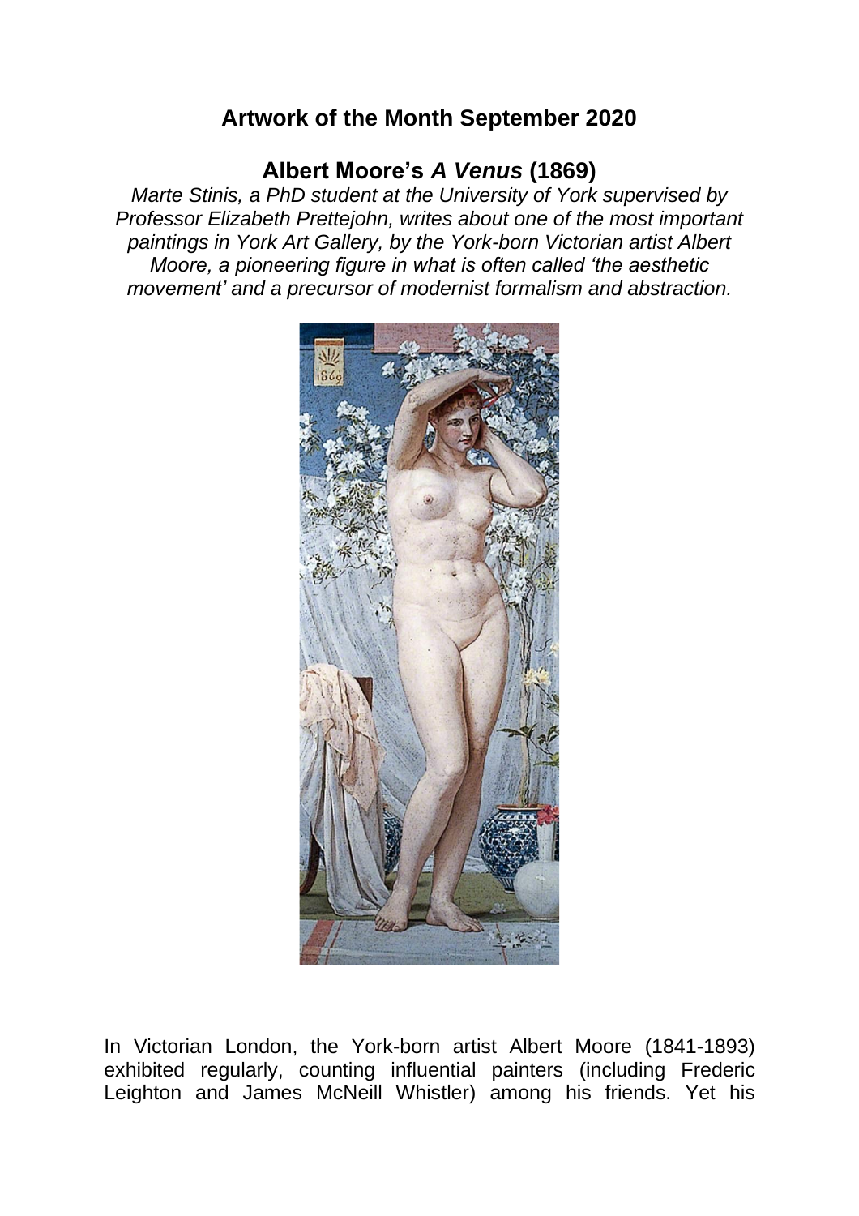## Artwork of the Month September 2020

### Albert Moore's *A Venus* (1869)

*Marte Stinis, a PhD student at the University of York supervised by Professor Elizabeth Prettejohn, writes about one of the most important paintings in York Art Gallery, by the York-born Victorian artist Albert Moore, a pioneering figure in what is often called 'the aesthetic movement' and a precursor of modernist formalism and abstraction.*

In Victorian London, the York-born artist Albert Moore (1841-1893) exhibited regularly, counting influential painters (including Frederic Leighton and James McNeill Whistler) among his friends. Yet his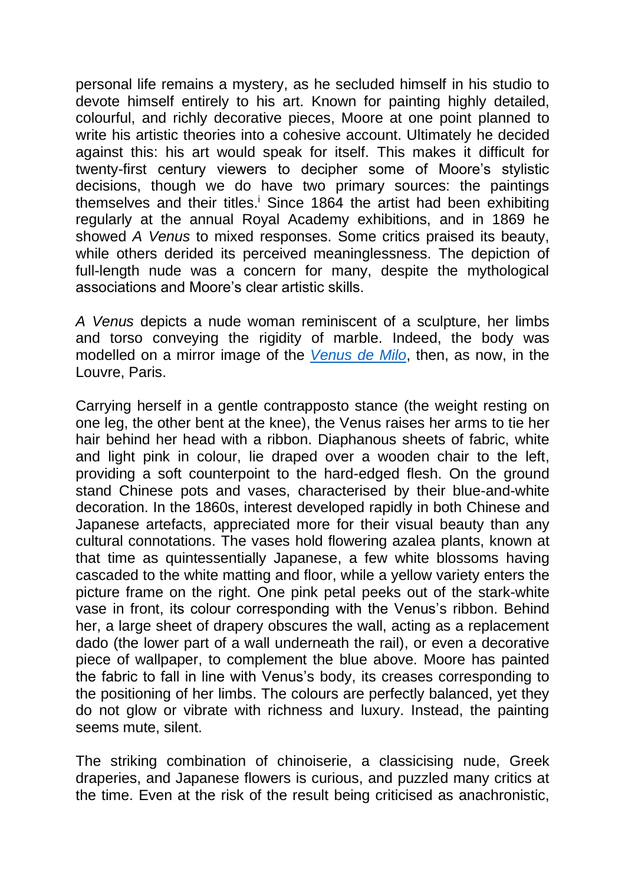personal life remains a mystery, as he secluded himself in his studio to devote himself entirely to his art. Known for painting highly detailed, colourful, and richly decorative pieces, Moore at one point planned to write his artistic theories into a cohesive account. Ultimately he decided against this: his art would speak for itself. This makes it difficult for twenty-first century viewers to decipher some of Moore's stylistic decisions, though we do have two primary sources: the paintings themselves and their titles.[i] Since 1864 the artist had been exhibiting regularly at the annual Royal Academy exhibitions, and in 1869 he showed *A Venus* to mixed responses. Some critics praised its beauty, while others derided its perceived meaninglessness. The depiction of full-length nude was a concern for many, despite the mythological associations and Moore's clear artistic skills.

*A Venus* depicts a nude woman reminiscent of a sculpture, her limbs and torso conveying the rigidity of marble. Indeed, the body was modelled on a mirror image of the *Venus de Milo*, then, as now, in the Louvre, Paris.

Carrying herself in a gentle contrapposto stance (the weight resting on one leg, the other bent at the knee), the Venus raises her arms to tie her hair behind her head with a ribbon. Diaphanous sheets of fabric, white and light pink in colour, lie draped over a wooden chair to the left, providing a soft counterpoint to the hard-edged flesh. On the ground stand Chinese pots and vases, characterised by their blue-and-white decoration. In the 1860s, interest developed rapidly in both Chinese and Japanese artefacts, appreciated more for their visual beauty than any cultural connotations. The vases hold flowering azalea plants, known at that time as quintessentially Japanese, a few white blossoms having cascaded to the white matting and floor, while a yellow variety enters the picture frame on the right. One pink petal peeks out of the stark-white vase in front, its colour corresponding with the Venus's ribbon. Behind her, a large sheet of drapery obscures the wall, acting as a replacement dado (the lower part of a wall underneath the rail), or even a decorative piece of wallpaper, to complement the blue above. Moore has painted the fabric to fall in line with Venus's body, its creases corresponding to the positioning of her limbs. The colours are perfectly balanced, yet they do not glow or vibrate with richness and luxury. Instead, the painting seems mute, silent.

The striking combination of chinoiserie, a classicising nude, Greek draperies, and Japanese flowers is curious, and puzzled many critics at the time. Even at the risk of the result being criticised as anachronistic,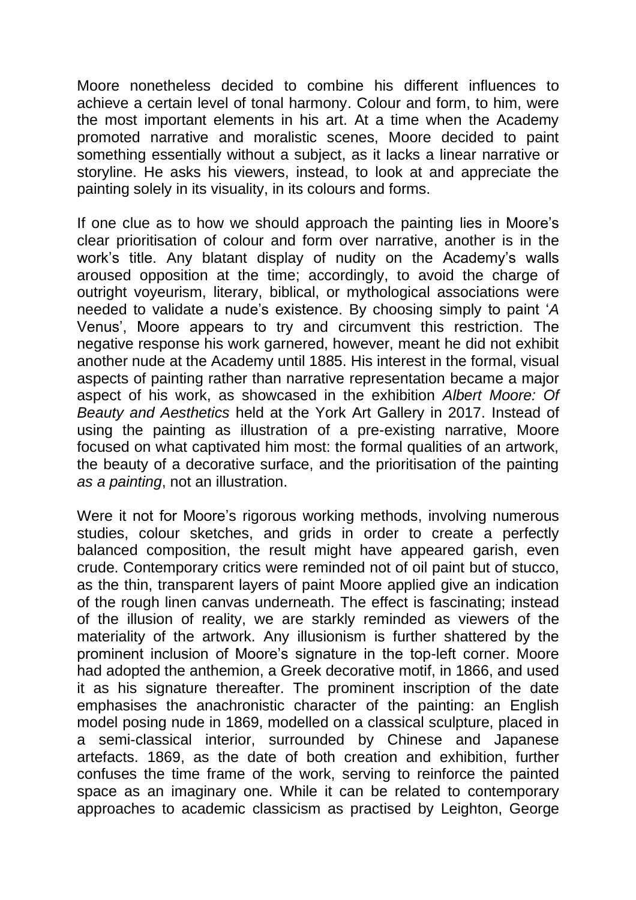Moore nonetheless decided to combine his different influences to achieve a certain level of tonal harmony. Colour and form, to him, were the most important elements in his art. At a time when the Academy promoted narrative and moralistic scenes, Moore decided to paint something essentially without a subject, as it lacks a linear narrative or storyline. He asks his viewers, instead, to look at and appreciate the painting solely in its visuality, in its colours and forms.

If one clue as to how we should approach the painting lies in Moore's clear prioritisation of colour and form over narrative, another is in the work's title. Any blatant display of nudity on the Academy's walls aroused opposition at the time; accordingly, to avoid the charge of outright voyeurism, literary, biblical, or mythological associations were needed to validate a nude's existence. By choosing simply to paint '*A* Venus', Moore appears to try and circumvent this restriction. The negative response his work garnered, however, meant he did not exhibit another nude at the Academy until 1885. His interest in the formal, visual aspects of painting rather than narrative representation became a major aspect of his work, as showcased in the exhibition *Albert Moore: Of Beauty and Aesthetics* held at the York Art Gallery in 2017. Instead of using the painting as illustration of a pre-existing narrative, Moore focused on what captivated him most: the formal qualities of an artwork, the beauty of a decorative surface, and the prioritisation of the painting *as a painting*, not an illustration.

Were it not for Moore's rigorous working methods, involving numerous studies, colour sketches, and grids in order to create a perfectly balanced composition, the result might have appeared garish, even crude. Contemporary critics were reminded not of oil paint but of stucco, as the thin, transparent layers of paint Moore applied give an indication of the rough linen canvas underneath. The effect is fascinating; instead of the illusion of reality, we are starkly reminded as viewers of the materiality of the artwork. Any illusionism is further shattered by the prominent inclusion of Moore's signature in the top-left corner. Moore had adopted the anthemion, a Greek decorative motif, in 1866, and used it as his signature thereafter. The prominent inscription of the date emphasises the anachronistic character of the painting: an English model posing nude in 1869, modelled on a classical sculpture, placed in a semi-classical interior, surrounded by Chinese and Japanese artefacts. 1869, as the date of both creation and exhibition, further confuses the time frame of the work, serving to reinforce the painted space as an imaginary one. While it can be related to contemporary approaches to academic classicism as practised by Leighton, George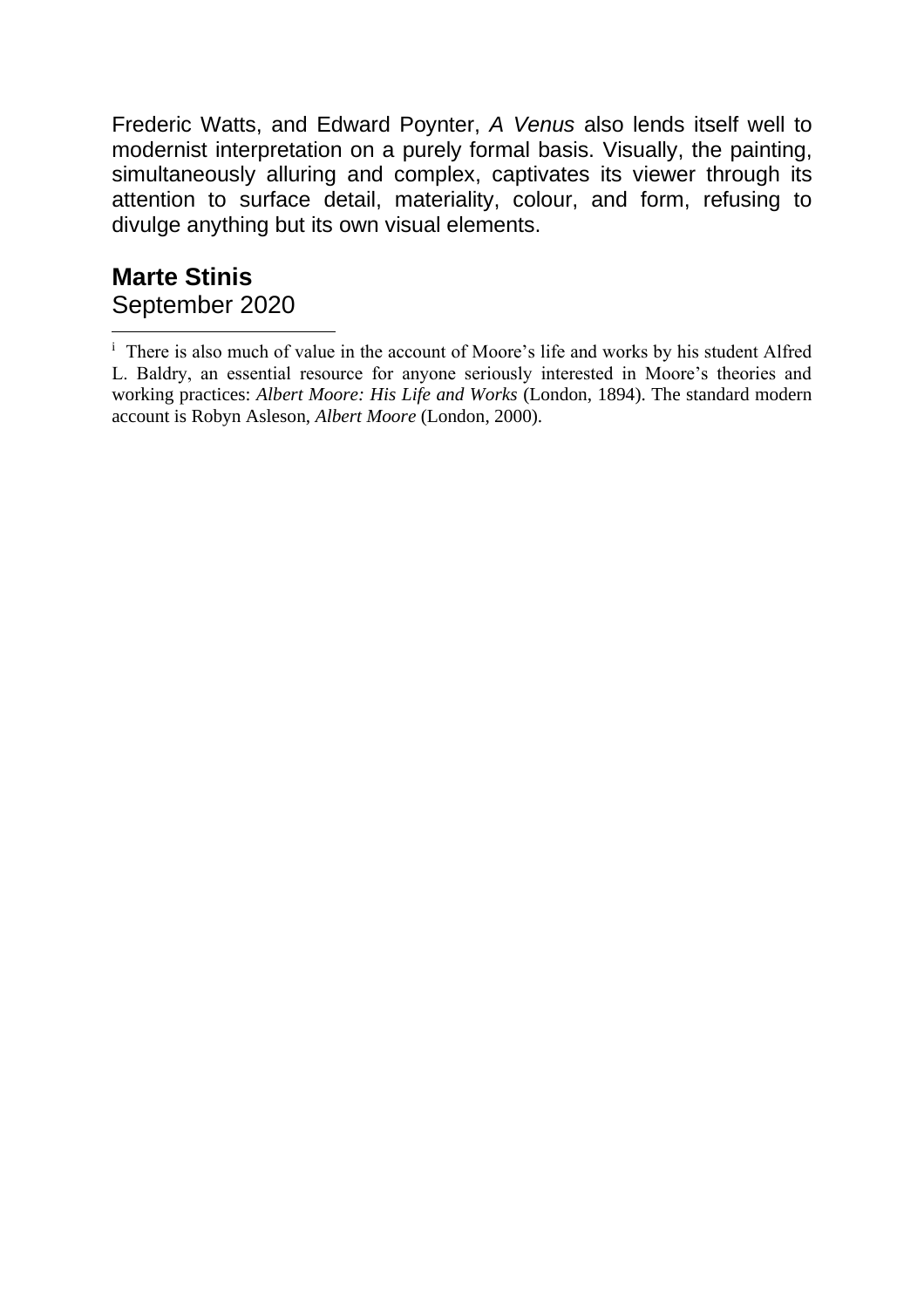Frederic Watts, and Edward Poynter, *A Venus* also lends itself well to modernist interpretation on a purely formal basis. Visually, the painting, simultaneously alluring and complex, captivates its viewer through its attention to surface detail, materiality, colour, and form, refusing to divulge anything but its own visual elements.

**Marte Stinis**
September 2020

---

[i] There is also much of value in the account of Moore's life and works by his student Alfred L. Baldry, an essential resource for anyone seriously interested in Moore's theories and working practices: *Albert Moore: His Life and Works* (London, 1894). The standard modern account is Robyn Asleson, *Albert Moore* (London, 2000).